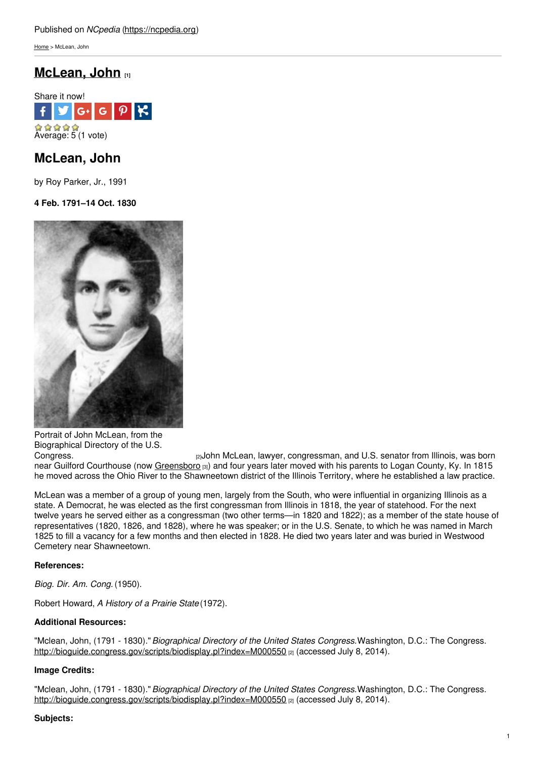Published on *NCpedia* (https://ncpedia.org)

Home > McLean, John

# McLean, John [1]

Share it now!

Average: 5 (1 vote)

## McLean, John

by Roy Parker, Jr., 1991

**4 Feb. 1791–14 Oct. 1830**

Portrait of John McLean, from the Biographical Directory of the U.S. Congress. [2]

John McLean, lawyer, congressman, and U.S. senator from Illinois, was born near Guilford Courthouse (now Greensboro [3]) and four years later moved with his parents to Logan County, Ky. In 1815 he moved across the Ohio River to the Shawneetown district of the Illinois Territory, where he established a law practice.

McLean was a member of a group of young men, largely from the South, who were influential in organizing Illinois as a state. A Democrat, he was elected as the first congressman from Illinois in 1818, the year of statehood. For the next twelve years he served either as a congressman (two other terms—in 1820 and 1822); as a member of the state house of representatives (1820, 1826, and 1828), where he was speaker; or in the U.S. Senate, to which he was named in March 1825 to fill a vacancy for a few months and then elected in 1828. He died two years later and was buried in Westwood Cemetery near Shawneetown.

**References:**

*Biog. Dir. Am. Cong.* (1950).

Robert Howard, *A History of a Prairie State* (1972).

**Additional Resources:**

"Mclean, John, (1791 - 1830)." *Biographical Directory of the United States Congress.* Washington, D.C.: The Congress. http://bioguide.congress.gov/scripts/biodisplay.pl?index=M000550 [2] (accessed July 8, 2014).

**Image Credits:**

"Mclean, John, (1791 - 1830)." *Biographical Directory of the United States Congress.* Washington, D.C.: The Congress. http://bioguide.congress.gov/scripts/biodisplay.pl?index=M000550 [2] (accessed July 8, 2014).

**Subjects:**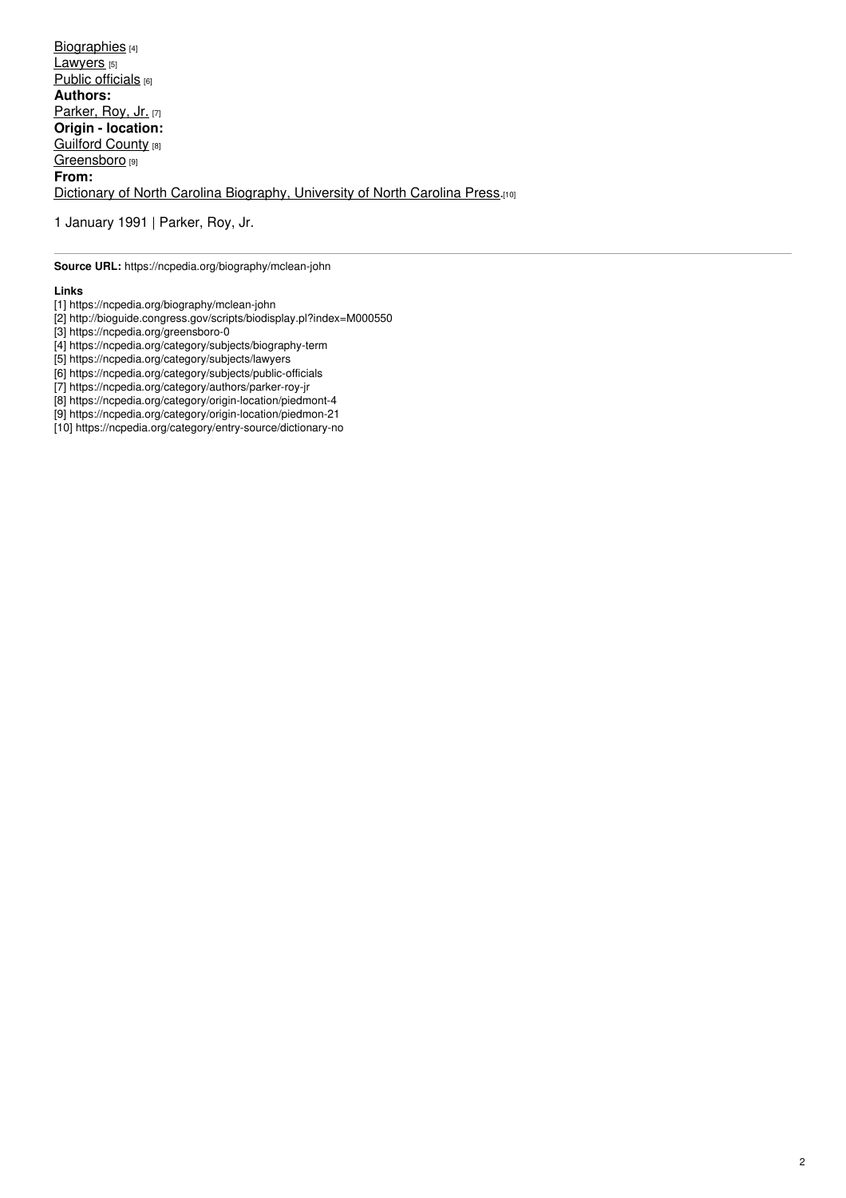[Biographies](https://ncpedia.org/category/subjects/biography-term) [4]
[Lawyers](https://ncpedia.org/category/subjects/lawyers) [5]
[Public officials](https://ncpedia.org/category/subjects/public-officials) [6]
**Authors:**
[Parker, Roy, Jr.](https://ncpedia.org/category/authors/parker-roy-jr) [7]
**Origin - location:**
[Guilford County](https://ncpedia.org/category/origin-location/piedmont-4) [8]
[Greensboro](https://ncpedia.org/category/origin-location/piedmon-21) [9]
**From:**
[Dictionary of North Carolina Biography, University of North Carolina Press.](https://ncpedia.org/category/entry-source/dictionary-no) [10]

1 January 1991 | Parker, Roy, Jr.

---

**Source URL:** https://ncpedia.org/biography/mclean-john

**Links**

[1] https://ncpedia.org/biography/mclean-john
[2] http://bioguide.congress.gov/scripts/biodisplay.pl?index=M000550
[3] https://ncpedia.org/greensboro-0
[4] https://ncpedia.org/category/subjects/biography-term
[5] https://ncpedia.org/category/subjects/lawyers
[6] https://ncpedia.org/category/subjects/public-officials
[7] https://ncpedia.org/category/authors/parker-roy-jr
[8] https://ncpedia.org/category/origin-location/piedmont-4
[9] https://ncpedia.org/category/origin-location/piedmon-21
[10] https://ncpedia.org/category/entry-source/dictionary-no